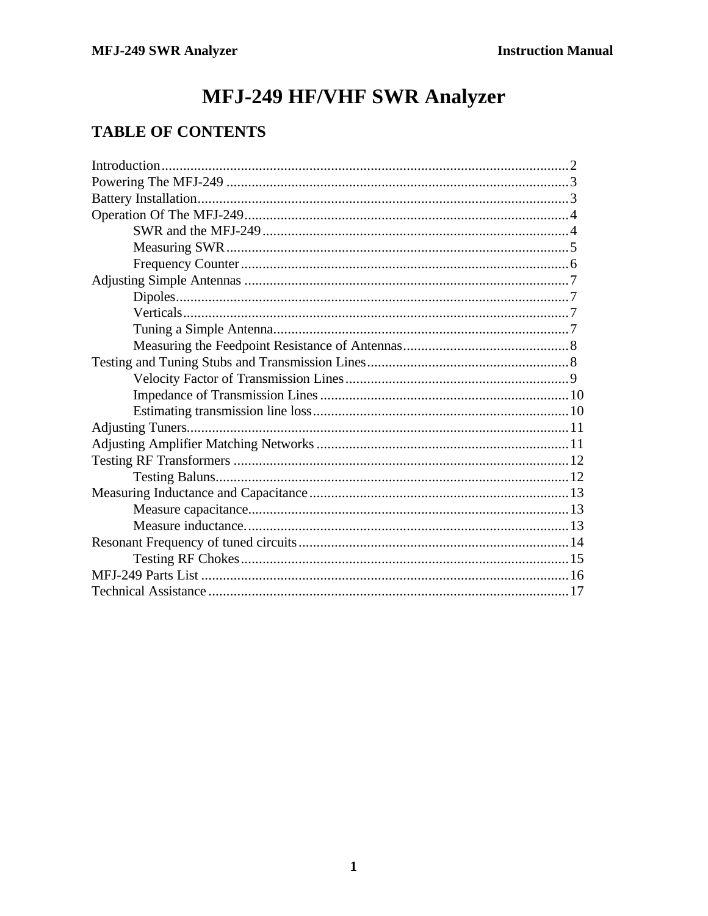# MFJ-249 HF/VHF SWR Analyzer

## TABLE OF CONTENTS

Introduction.................................................................................................................2
Powering The MFJ-249 ...............................................................................................3
Battery Installation.......................................................................................................3
Operation Of The MFJ-249..........................................................................................4
    SWR and the MFJ-249...........................................................................................4
    Measuring SWR......................................................................................................5
    Frequency Counter..................................................................................................6
Adjusting Simple Antennas ..........................................................................................7
    Dipoles....................................................................................................................7
    Verticals..................................................................................................................7
    Tuning a Simple Antenna.........................................................................................7
    Measuring the Feedpoint Resistance of Antennas...................................................8
Testing and Tuning Stubs and Transmission Lines.......................................................8
    Velocity Factor of Transmission Lines....................................................................9
    Impedance of Transmission Lines..........................................................................10
    Estimating transmission line loss............................................................................10
Adjusting Tuners.........................................................................................................11
Adjusting Amplifier Matching Networks.....................................................................11
Testing RF Transformers ............................................................................................12
    Testing Baluns........................................................................................................12
Measuring Inductance and Capacitance.......................................................................13
    Measure capacitance...............................................................................................13
    Measure inductance.................................................................................................13
Resonant Frequency of tuned circuits..........................................................................14
    Testing RF Chokes..................................................................................................15
MFJ-249 Parts List ......................................................................................................16
Technical Assistance....................................................................................................17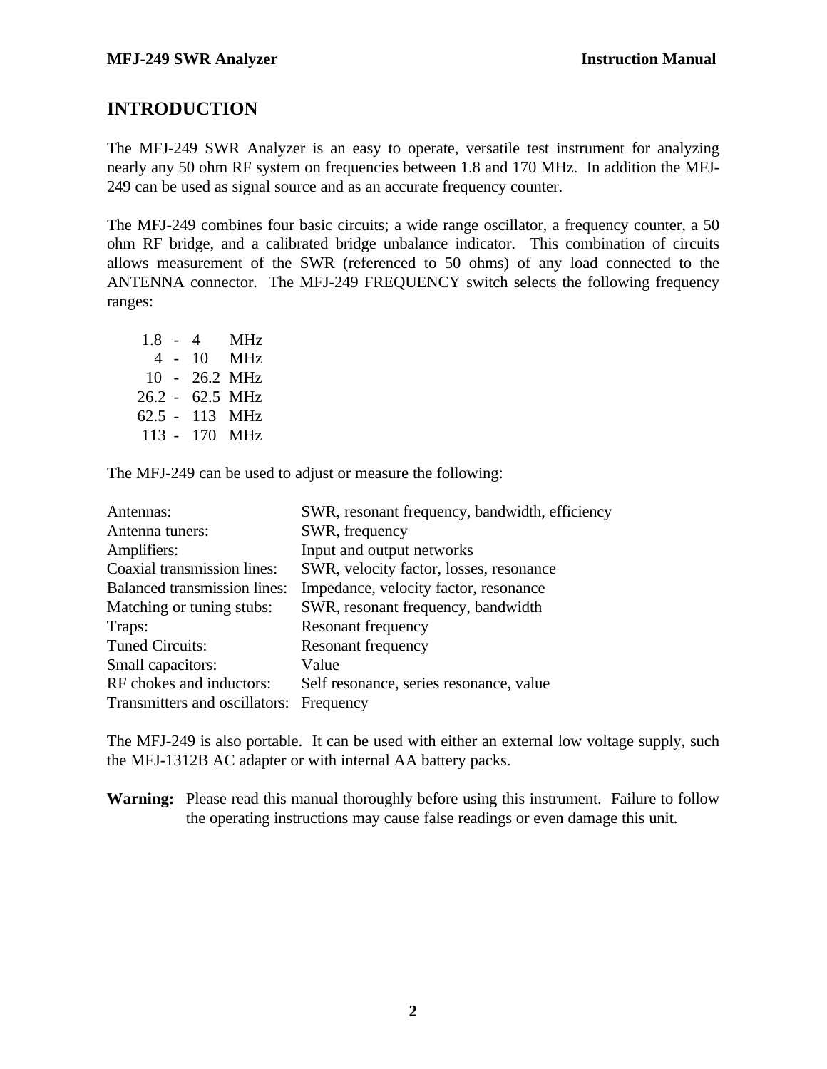# INTRODUCTION

The MFJ-249 SWR Analyzer is an easy to operate, versatile test instrument for analyzing nearly any 50 ohm RF system on frequencies between 1.8 and 170 MHz. In addition the MFJ-249 can be used as signal source and as an accurate frequency counter.

The MFJ-249 combines four basic circuits; a wide range oscillator, a frequency counter, a 50 ohm RF bridge, and a calibrated bridge unbalance indicator. This combination of circuits allows measurement of the SWR (referenced to 50 ohms) of any load connected to the ANTENNA connector. The MFJ-249 FREQUENCY switch selects the following frequency ranges:

1.8 - 4 MHz
4 - 10 MHz
10 - 26.2 MHz
26.2 - 62.5 MHz
62.5 - 113 MHz
113 - 170 MHz

The MFJ-249 can be used to adjust or measure the following:

| | |
|---|---|
| Antennas: | SWR, resonant frequency, bandwidth, efficiency |
| Antenna tuners: | SWR, frequency |
| Amplifiers: | Input and output networks |
| Coaxial transmission lines: | SWR, velocity factor, losses, resonance |
| Balanced transmission lines: | Impedance, velocity factor, resonance |
| Matching or tuning stubs: | SWR, resonant frequency, bandwidth |
| Traps: | Resonant frequency |
| Tuned Circuits: | Resonant frequency |
| Small capacitors: | Value |
| RF chokes and inductors: | Self resonance, series resonance, value |
| Transmitters and oscillators: | Frequency |

The MFJ-249 is also portable. It can be used with either an external low voltage supply, such the MFJ-1312B AC adapter or with internal AA battery packs.

**Warning:** Please read this manual thoroughly before using this instrument. Failure to follow the operating instructions may cause false readings or even damage this unit.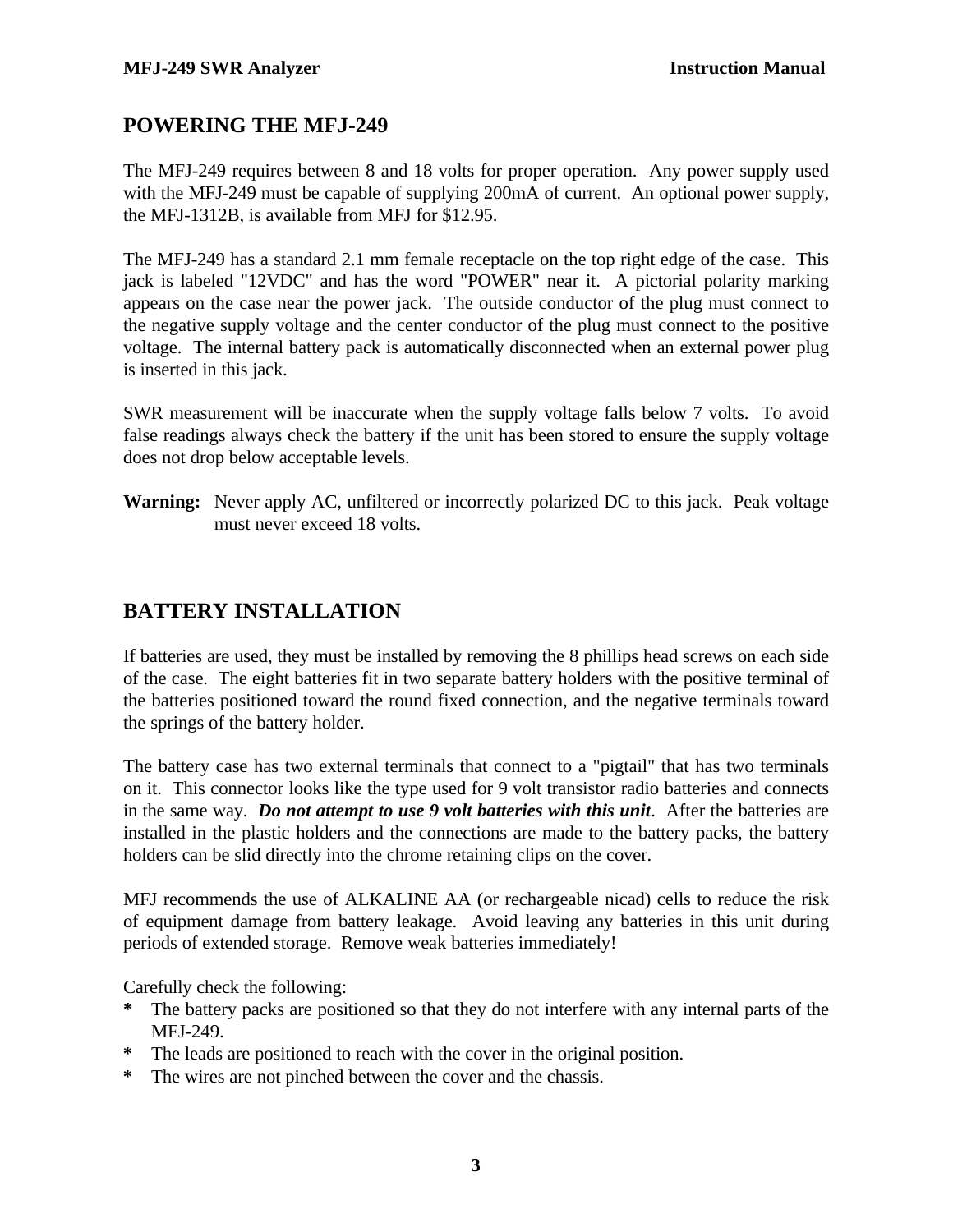## POWERING THE MFJ-249

The MFJ-249 requires between 8 and 18 volts for proper operation. Any power supply used with the MFJ-249 must be capable of supplying 200mA of current. An optional power supply, the MFJ-1312B, is available from MFJ for $12.95.

The MFJ-249 has a standard 2.1 mm female receptacle on the top right edge of the case. This jack is labeled "12VDC" and has the word "POWER" near it. A pictorial polarity marking appears on the case near the power jack. The outside conductor of the plug must connect to the negative supply voltage and the center conductor of the plug must connect to the positive voltage. The internal battery pack is automatically disconnected when an external power plug is inserted in this jack.

SWR measurement will be inaccurate when the supply voltage falls below 7 volts. To avoid false readings always check the battery if the unit has been stored to ensure the supply voltage does not drop below acceptable levels.

**Warning:** Never apply AC, unfiltered or incorrectly polarized DC to this jack. Peak voltage must never exceed 18 volts.

## BATTERY INSTALLATION

If batteries are used, they must be installed by removing the 8 phillips head screws on each side of the case. The eight batteries fit in two separate battery holders with the positive terminal of the batteries positioned toward the round fixed connection, and the negative terminals toward the springs of the battery holder.

The battery case has two external terminals that connect to a "pigtail" that has two terminals on it. This connector looks like the type used for 9 volt transistor radio batteries and connects in the same way. ***Do not attempt to use 9 volt batteries with this unit***. After the batteries are installed in the plastic holders and the connections are made to the battery packs, the battery holders can be slid directly into the chrome retaining clips on the cover.

MFJ recommends the use of ALKALINE AA (or rechargeable nicad) cells to reduce the risk of equipment damage from battery leakage. Avoid leaving any batteries in this unit during periods of extended storage. Remove weak batteries immediately!

Carefully check the following:

* The battery packs are positioned so that they do not interfere with any internal parts of the MFJ-249.
* The leads are positioned to reach with the cover in the original position.
* The wires are not pinched between the cover and the chassis.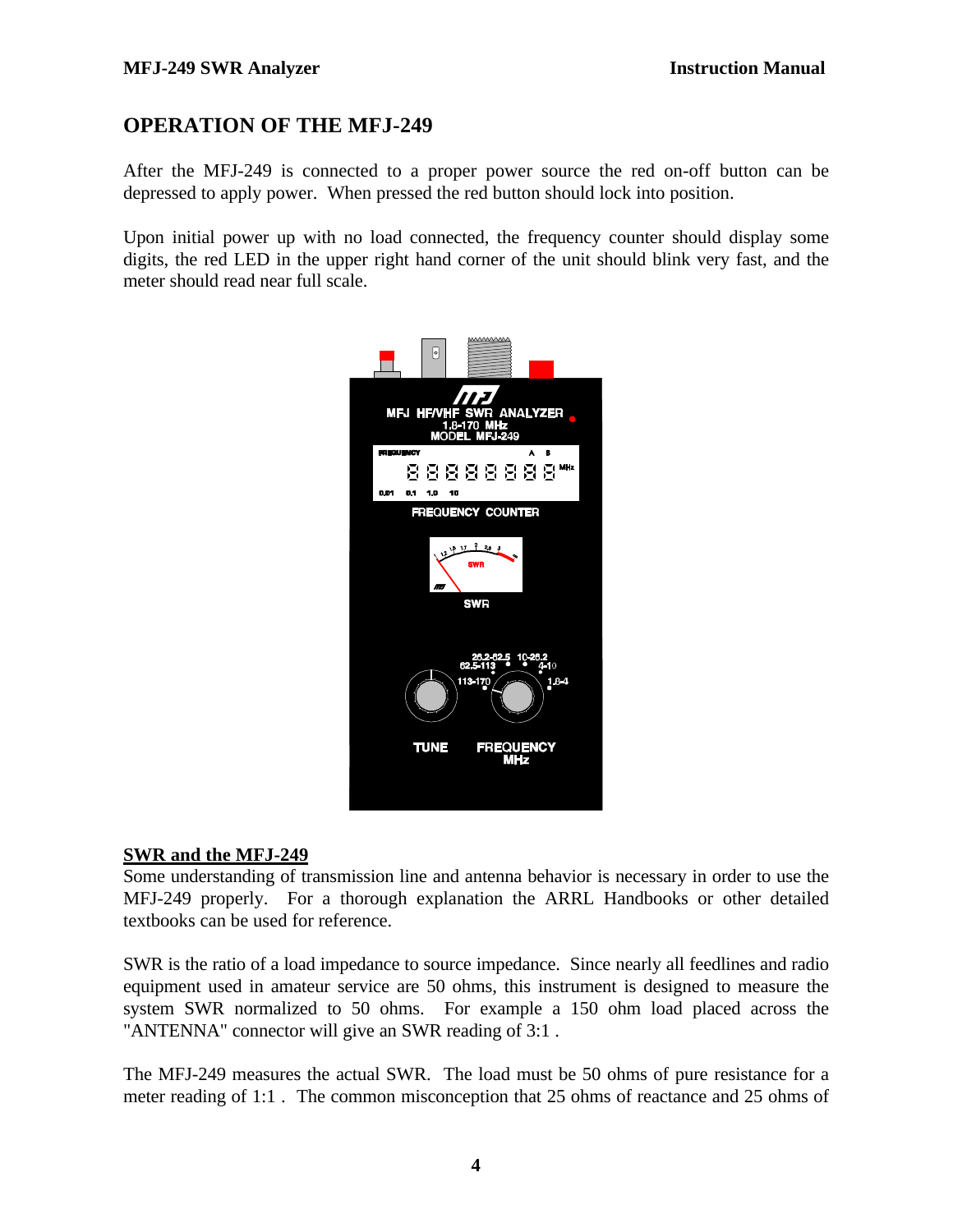# OPERATION OF THE MFJ-249

After the MFJ-249 is connected to a proper power source the red on-off button can be depressed to apply power. When pressed the red button should lock into position.

Upon initial power up with no load connected, the frequency counter should display some digits, the red LED in the upper right hand corner of the unit should blink very fast, and the meter should read near full scale.

**SWR and the MFJ-249**

Some understanding of transmission line and antenna behavior is necessary in order to use the MFJ-249 properly. For a thorough explanation the ARRL Handbooks or other detailed textbooks can be used for reference.

SWR is the ratio of a load impedance to source impedance. Since nearly all feedlines and radio equipment used in amateur service are 50 ohms, this instrument is designed to measure the system SWR normalized to 50 ohms. For example a 150 ohm load placed across the "ANTENNA" connector will give an SWR reading of 3:1 .

The MFJ-249 measures the actual SWR. The load must be 50 ohms of pure resistance for a meter reading of 1:1 . The common misconception that 25 ohms of reactance and 25 ohms of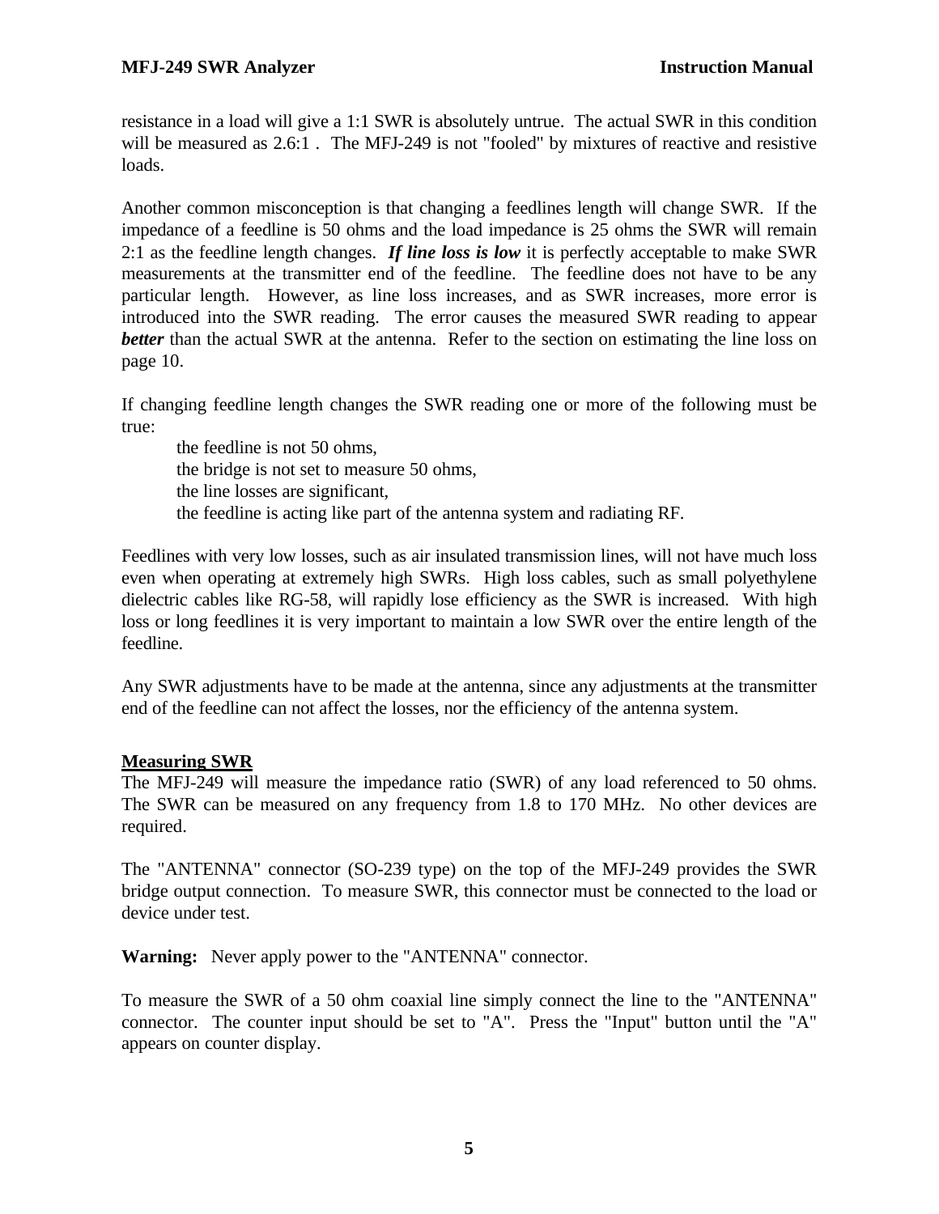resistance in a load will give a 1:1 SWR is absolutely untrue. The actual SWR in this condition will be measured as 2.6:1 . The MFJ-249 is not "fooled" by mixtures of reactive and resistive loads.

Another common misconception is that changing a feedlines length will change SWR. If the impedance of a feedline is 50 ohms and the load impedance is 25 ohms the SWR will remain 2:1 as the feedline length changes. ***If line loss is low*** it is perfectly acceptable to make SWR measurements at the transmitter end of the feedline. The feedline does not have to be any particular length. However, as line loss increases, and as SWR increases, more error is introduced into the SWR reading. The error causes the measured SWR reading to appear ***better*** than the actual SWR at the antenna. Refer to the section on estimating the line loss on page 10.

If changing feedline length changes the SWR reading one or more of the following must be true:

- the feedline is not 50 ohms,
- the bridge is not set to measure 50 ohms,
- the line losses are significant,
- the feedline is acting like part of the antenna system and radiating RF.

Feedlines with very low losses, such as air insulated transmission lines, will not have much loss even when operating at extremely high SWRs. High loss cables, such as small polyethylene dielectric cables like RG-58, will rapidly lose efficiency as the SWR is increased. With high loss or long feedlines it is very important to maintain a low SWR over the entire length of the feedline.

Any SWR adjustments have to be made at the antenna, since any adjustments at the transmitter end of the feedline can not affect the losses, nor the efficiency of the antenna system.

## Measuring SWR

The MFJ-249 will measure the impedance ratio (SWR) of any load referenced to 50 ohms. The SWR can be measured on any frequency from 1.8 to 170 MHz. No other devices are required.

The "ANTENNA" connector (SO-239 type) on the top of the MFJ-249 provides the SWR bridge output connection. To measure SWR, this connector must be connected to the load or device under test.

**Warning:** Never apply power to the "ANTENNA" connector.

To measure the SWR of a 50 ohm coaxial line simply connect the line to the "ANTENNA" connector. The counter input should be set to "A". Press the "Input" button until the "A" appears on counter display.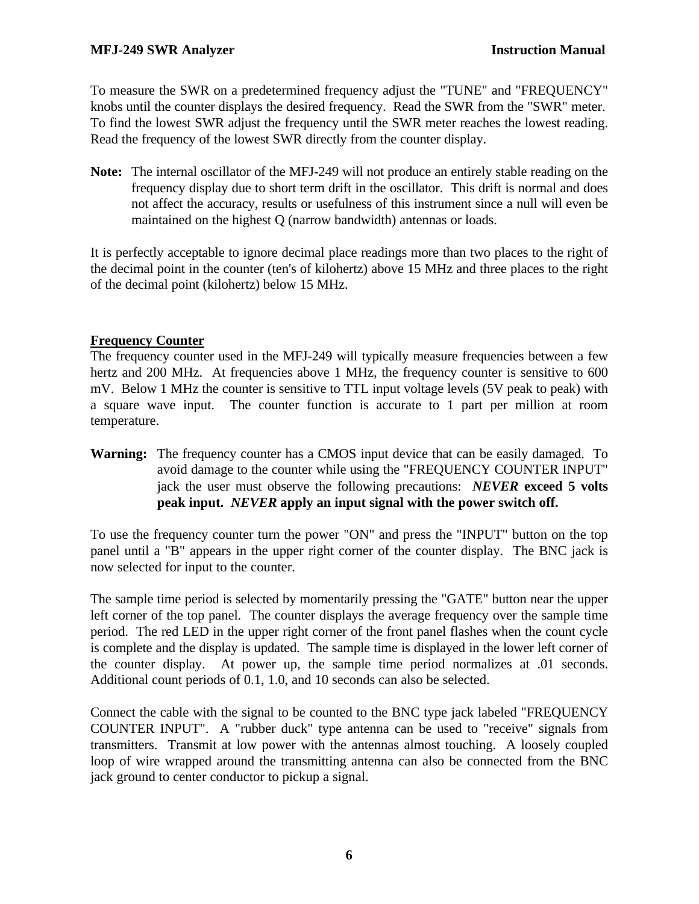To measure the SWR on a predetermined frequency adjust the "TUNE" and "FREQUENCY" knobs until the counter displays the desired frequency. Read the SWR from the "SWR" meter. To find the lowest SWR adjust the frequency until the SWR meter reaches the lowest reading. Read the frequency of the lowest SWR directly from the counter display.

**Note:** The internal oscillator of the MFJ-249 will not produce an entirely stable reading on the frequency display due to short term drift in the oscillator. This drift is normal and does not affect the accuracy, results or usefulness of this instrument since a null will even be maintained on the highest Q (narrow bandwidth) antennas or loads.

It is perfectly acceptable to ignore decimal place readings more than two places to the right of the decimal point in the counter (ten's of kilohertz) above 15 MHz and three places to the right of the decimal point (kilohertz) below 15 MHz.

## Frequency Counter

The frequency counter used in the MFJ-249 will typically measure frequencies between a few hertz and 200 MHz. At frequencies above 1 MHz, the frequency counter is sensitive to 600 mV. Below 1 MHz the counter is sensitive to TTL input voltage levels (5V peak to peak) with a square wave input. The counter function is accurate to 1 part per million at room temperature.

**Warning:** The frequency counter has a CMOS input device that can be easily damaged. To avoid damage to the counter while using the "FREQUENCY COUNTER INPUT" jack the user must observe the following precautions: ***NEVER* exceed 5 volts peak input. *NEVER* apply an input signal with the power switch off.**

To use the frequency counter turn the power "ON" and press the "INPUT" button on the top panel until a "B" appears in the upper right corner of the counter display. The BNC jack is now selected for input to the counter.

The sample time period is selected by momentarily pressing the "GATE" button near the upper left corner of the top panel. The counter displays the average frequency over the sample time period. The red LED in the upper right corner of the front panel flashes when the count cycle is complete and the display is updated. The sample time is displayed in the lower left corner of the counter display. At power up, the sample time period normalizes at .01 seconds. Additional count periods of 0.1, 1.0, and 10 seconds can also be selected.

Connect the cable with the signal to be counted to the BNC type jack labeled "FREQUENCY COUNTER INPUT". A "rubber duck" type antenna can be used to "receive" signals from transmitters. Transmit at low power with the antennas almost touching. A loosely coupled loop of wire wrapped around the transmitting antenna can also be connected from the BNC jack ground to center conductor to pickup a signal.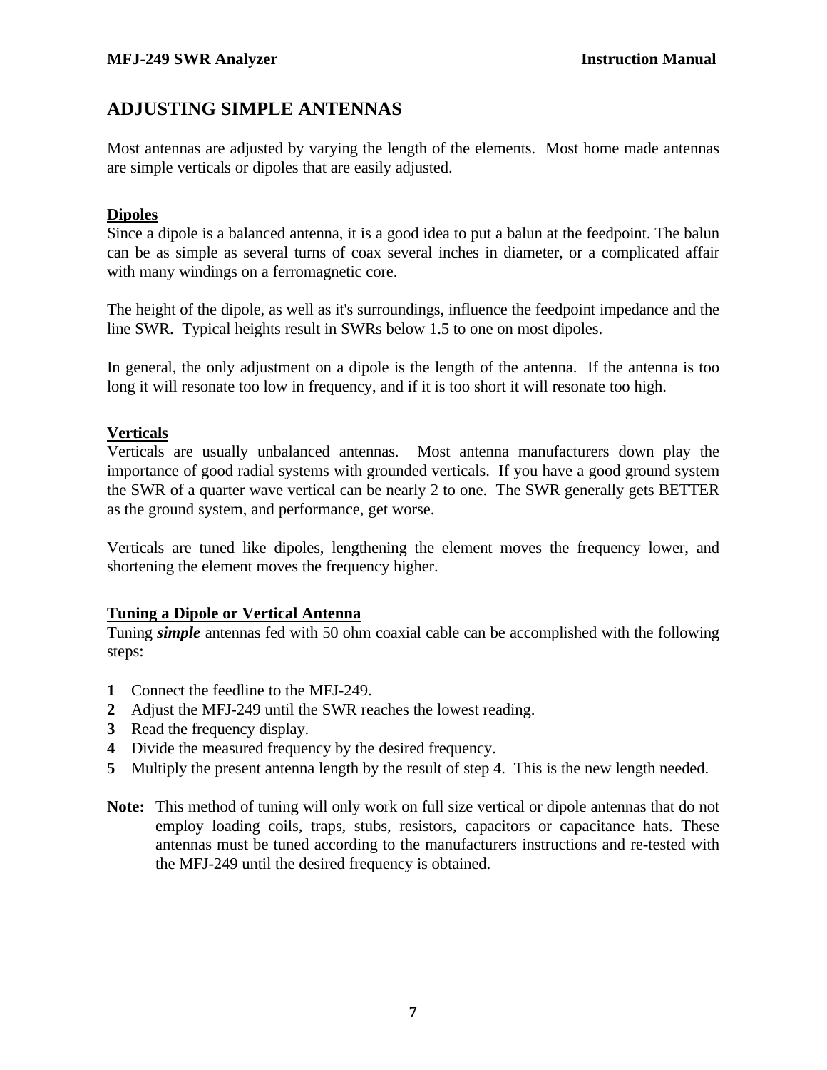## ADJUSTING SIMPLE ANTENNAS

Most antennas are adjusted by varying the length of the elements. Most home made antennas are simple verticals or dipoles that are easily adjusted.

### Dipoles

Since a dipole is a balanced antenna, it is a good idea to put a balun at the feedpoint. The balun can be as simple as several turns of coax several inches in diameter, or a complicated affair with many windings on a ferromagnetic core.

The height of the dipole, as well as it's surroundings, influence the feedpoint impedance and the line SWR. Typical heights result in SWRs below 1.5 to one on most dipoles.

In general, the only adjustment on a dipole is the length of the antenna. If the antenna is too long it will resonate too low in frequency, and if it is too short it will resonate too high.

### Verticals

Verticals are usually unbalanced antennas. Most antenna manufacturers down play the importance of good radial systems with grounded verticals. If you have a good ground system the SWR of a quarter wave vertical can be nearly 2 to one. The SWR generally gets BETTER as the ground system, and performance, get worse.

Verticals are tuned like dipoles, lengthening the element moves the frequency lower, and shortening the element moves the frequency higher.

### Tuning a Dipole or Vertical Antenna

Tuning ***simple*** antennas fed with 50 ohm coaxial cable can be accomplished with the following steps:

1. Connect the feedline to the MFJ-249.
2. Adjust the MFJ-249 until the SWR reaches the lowest reading.
3. Read the frequency display.
4. Divide the measured frequency by the desired frequency.
5. Multiply the present antenna length by the result of step 4. This is the new length needed.

**Note:** This method of tuning will only work on full size vertical or dipole antennas that do not employ loading coils, traps, stubs, resistors, capacitors or capacitance hats. These antennas must be tuned according to the manufacturers instructions and re-tested with the MFJ-249 until the desired frequency is obtained.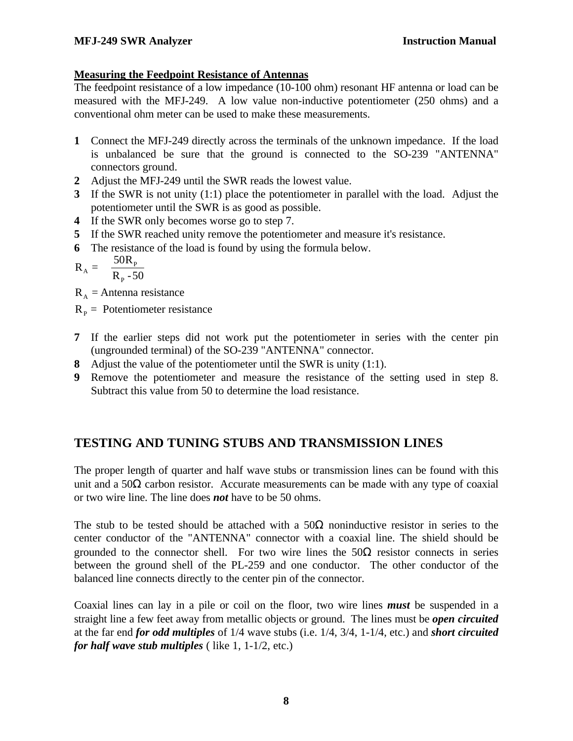### Measuring the Feedpoint Resistance of Antennas

The feedpoint resistance of a low impedance (10-100 ohm) resonant HF antenna or load can be measured with the MFJ-249. A low value non-inductive potentiometer (250 ohms) and a conventional ohm meter can be used to make these measurements.

1. Connect the MFJ-249 directly across the terminals of the unknown impedance. If the load is unbalanced be sure that the ground is connected to the SO-239 "ANTENNA" connectors ground.
2. Adjust the MFJ-249 until the SWR reads the lowest value.
3. If the SWR is not unity (1:1) place the potentiometer in parallel with the load. Adjust the potentiometer until the SWR is as good as possible.
4. If the SWR only becomes worse go to step 7.
5. If the SWR reached unity remove the potentiometer and measure it's resistance.
6. The resistance of the load is found by using the formula below.

$$R_A = \frac{50R_P}{R_P - 50}$$

$R_A$ = Antenna resistance

$R_P$ = Potentiometer resistance

7. If the earlier steps did not work put the potentiometer in series with the center pin (ungrounded terminal) of the SO-239 "ANTENNA" connector.
8. Adjust the value of the potentiometer until the SWR is unity (1:1).
9. Remove the potentiometer and measure the resistance of the setting used in step 8. Subtract this value from 50 to determine the load resistance.

## TESTING AND TUNING STUBS AND TRANSMISSION LINES

The proper length of quarter and half wave stubs or transmission lines can be found with this unit and a 50Ω carbon resistor. Accurate measurements can be made with any type of coaxial or two wire line. The line does ***not*** have to be 50 ohms.

The stub to be tested should be attached with a 50Ω noninductive resistor in series to the center conductor of the "ANTENNA" connector with a coaxial line. The shield should be grounded to the connector shell. For two wire lines the 50Ω resistor connects in series between the ground shell of the PL-259 and one conductor. The other conductor of the balanced line connects directly to the center pin of the connector.

Coaxial lines can lay in a pile or coil on the floor, two wire lines ***must*** be suspended in a straight line a few feet away from metallic objects or ground. The lines must be ***open circuited*** at the far end ***for odd multiples*** of 1/4 wave stubs (i.e. 1/4, 3/4, 1-1/4, etc.) and ***short circuited for half wave stub multiples*** ( like 1, 1-1/2, etc.)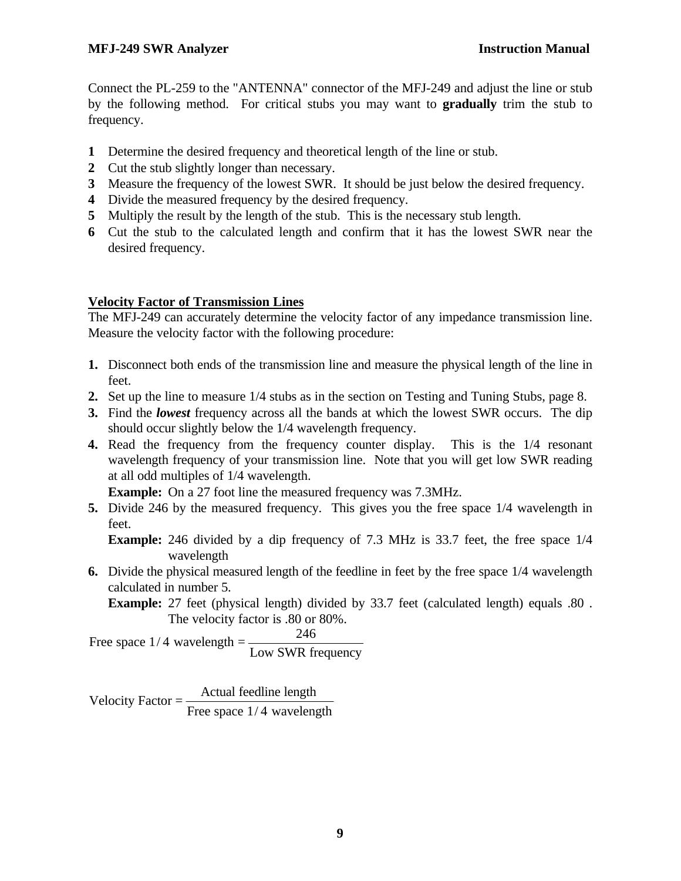Connect the PL-259 to the "ANTENNA" connector of the MFJ-249 and adjust the line or stub by the following method. For critical stubs you may want to **gradually** trim the stub to frequency.

**1** Determine the desired frequency and theoretical length of the line or stub.
**2** Cut the stub slightly longer than necessary.
**3** Measure the frequency of the lowest SWR. It should be just below the desired frequency.
**4** Divide the measured frequency by the desired frequency.
**5** Multiply the result by the length of the stub. This is the necessary stub length.
**6** Cut the stub to the calculated length and confirm that it has the lowest SWR near the desired frequency.

## Velocity Factor of Transmission Lines

The MFJ-249 can accurately determine the velocity factor of any impedance transmission line. Measure the velocity factor with the following procedure:

1. Disconnect both ends of the transmission line and measure the physical length of the line in feet.
2. Set up the line to measure 1/4 stubs as in the section on Testing and Tuning Stubs, page 8.
3. Find the ***lowest*** frequency across all the bands at which the lowest SWR occurs. The dip should occur slightly below the 1/4 wavelength frequency.
4. Read the frequency from the frequency counter display. This is the 1/4 resonant wavelength frequency of your transmission line. Note that you will get low SWR reading at all odd multiples of 1/4 wavelength.
   **Example:** On a 27 foot line the measured frequency was 7.3MHz.
5. Divide 246 by the measured frequency. This gives you the free space 1/4 wavelength in feet.
   **Example:** 246 divided by a dip frequency of 7.3 MHz is 33.7 feet, the free space 1/4 wavelength
6. Divide the physical measured length of the feedline in feet by the free space 1/4 wavelength calculated in number 5.
   **Example:** 27 feet (physical length) divided by 33.7 feet (calculated length) equals .80 . The velocity factor is .80 or 80%.

$$\text{Free space } 1/4 \text{ wavelength} = \frac{246}{\text{Low SWR frequency}}$$

$$\text{Velocity Factor} = \frac{\text{Actual feedline length}}{\text{Free space } 1/4 \text{ wavelength}}$$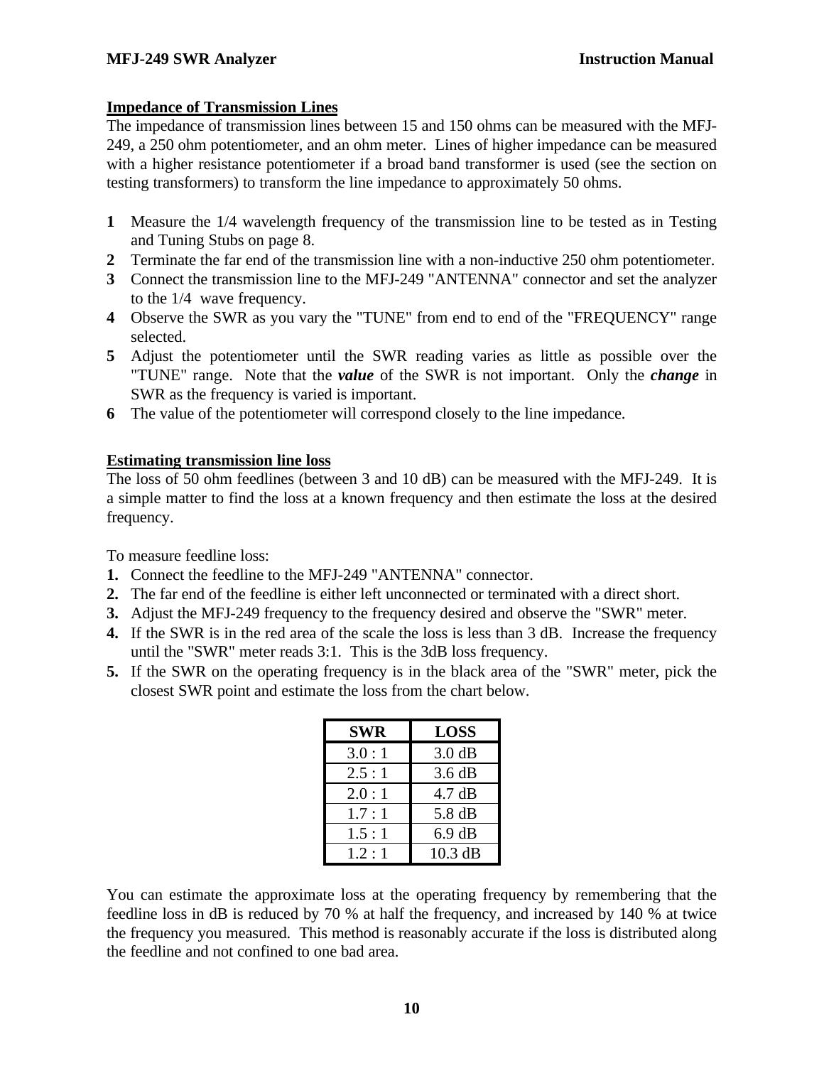## Impedance of Transmission Lines

The impedance of transmission lines between 15 and 150 ohms can be measured with the MFJ-249, a 250 ohm potentiometer, and an ohm meter. Lines of higher impedance can be measured with a higher resistance potentiometer if a broad band transformer is used (see the section on testing transformers) to transform the line impedance to approximately 50 ohms.

**1** Measure the 1/4 wavelength frequency of the transmission line to be tested as in Testing and Tuning Stubs on page 8.
**2** Terminate the far end of the transmission line with a non-inductive 250 ohm potentiometer.
**3** Connect the transmission line to the MFJ-249 "ANTENNA" connector and set the analyzer to the 1/4 wave frequency.
**4** Observe the SWR as you vary the "TUNE" from end to end of the "FREQUENCY" range selected.
**5** Adjust the potentiometer until the SWR reading varies as little as possible over the "TUNE" range. Note that the ***value*** of the SWR is not important. Only the ***change*** in SWR as the frequency is varied is important.
**6** The value of the potentiometer will correspond closely to the line impedance.

## Estimating transmission line loss

The loss of 50 ohm feedlines (between 3 and 10 dB) can be measured with the MFJ-249. It is a simple matter to find the loss at a known frequency and then estimate the loss at the desired frequency.

To measure feedline loss:

**1.** Connect the feedline to the MFJ-249 "ANTENNA" connector.
**2.** The far end of the feedline is either left unconnected or terminated with a direct short.
**3.** Adjust the MFJ-249 frequency to the frequency desired and observe the "SWR" meter.
**4.** If the SWR is in the red area of the scale the loss is less than 3 dB. Increase the frequency until the "SWR" meter reads 3:1. This is the 3dB loss frequency.
**5.** If the SWR on the operating frequency is in the black area of the "SWR" meter, pick the closest SWR point and estimate the loss from the chart below.

| SWR | LOSS |
|---|---|
| 3.0 : 1 | 3.0 dB |
| 2.5 : 1 | 3.6 dB |
| 2.0 : 1 | 4.7 dB |
| 1.7 : 1 | 5.8 dB |
| 1.5 : 1 | 6.9 dB |
| 1.2 : 1 | 10.3 dB |

You can estimate the approximate loss at the operating frequency by remembering that the feedline loss in dB is reduced by 70 % at half the frequency, and increased by 140 % at twice the frequency you measured. This method is reasonably accurate if the loss is distributed along the feedline and not confined to one bad area.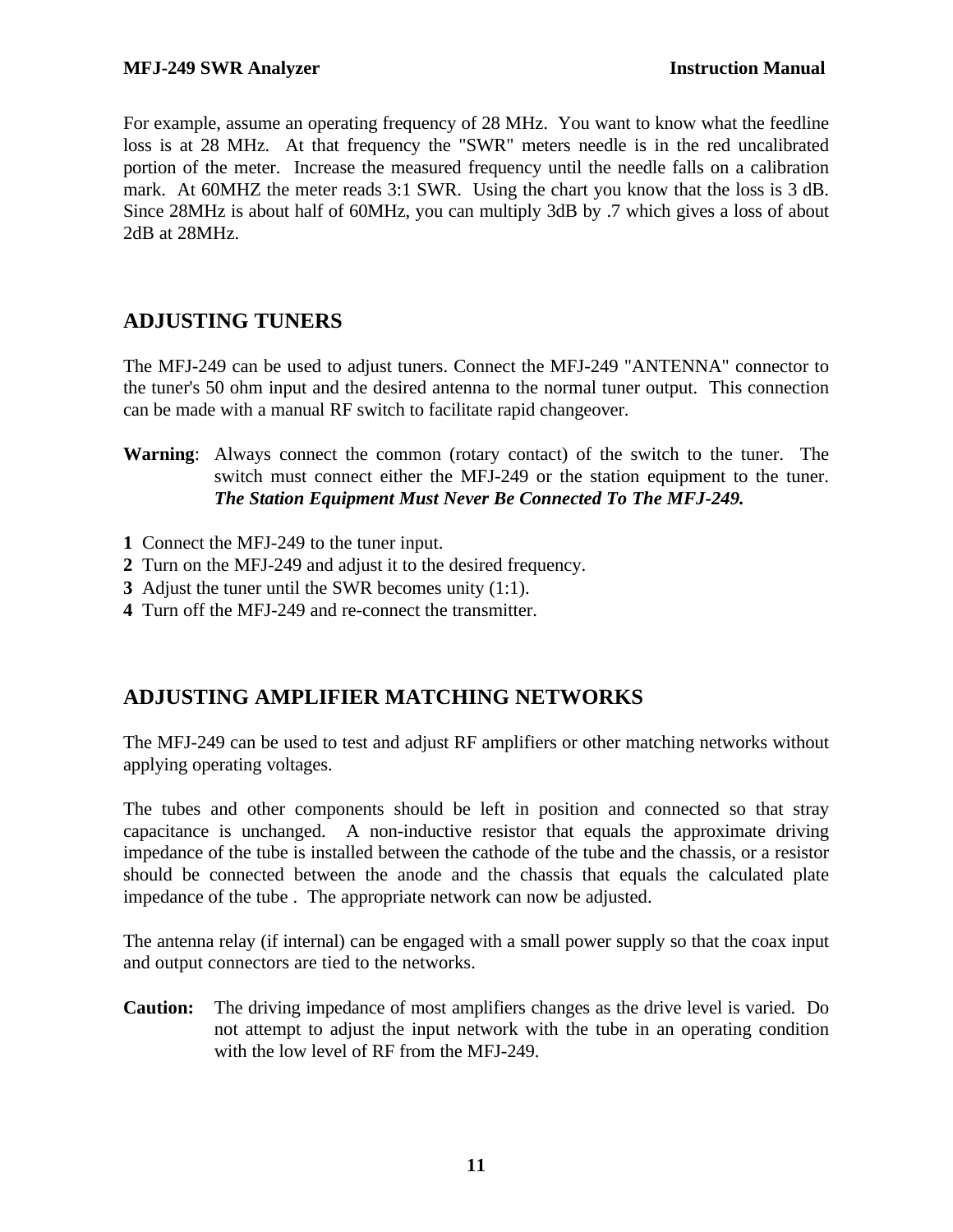For example, assume an operating frequency of 28 MHz. You want to know what the feedline loss is at 28 MHz. At that frequency the "SWR" meters needle is in the red uncalibrated portion of the meter. Increase the measured frequency until the needle falls on a calibration mark. At 60MHZ the meter reads 3:1 SWR. Using the chart you know that the loss is 3 dB. Since 28MHz is about half of 60MHz, you can multiply 3dB by .7 which gives a loss of about 2dB at 28MHz.

## ADJUSTING TUNERS

The MFJ-249 can be used to adjust tuners. Connect the MFJ-249 "ANTENNA" connector to the tuner's 50 ohm input and the desired antenna to the normal tuner output. This connection can be made with a manual RF switch to facilitate rapid changeover.

**Warning**: Always connect the common (rotary contact) of the switch to the tuner. The switch must connect either the MFJ-249 or the station equipment to the tuner. ***The Station Equipment Must Never Be Connected To The MFJ-249.***

**1** Connect the MFJ-249 to the tuner input.
**2** Turn on the MFJ-249 and adjust it to the desired frequency.
**3** Adjust the tuner until the SWR becomes unity (1:1).
**4** Turn off the MFJ-249 and re-connect the transmitter.

## ADJUSTING AMPLIFIER MATCHING NETWORKS

The MFJ-249 can be used to test and adjust RF amplifiers or other matching networks without applying operating voltages.

The tubes and other components should be left in position and connected so that stray capacitance is unchanged. A non-inductive resistor that equals the approximate driving impedance of the tube is installed between the cathode of the tube and the chassis, or a resistor should be connected between the anode and the chassis that equals the calculated plate impedance of the tube . The appropriate network can now be adjusted.

The antenna relay (if internal) can be engaged with a small power supply so that the coax input and output connectors are tied to the networks.

**Caution:** The driving impedance of most amplifiers changes as the drive level is varied. Do not attempt to adjust the input network with the tube in an operating condition with the low level of RF from the MFJ-249.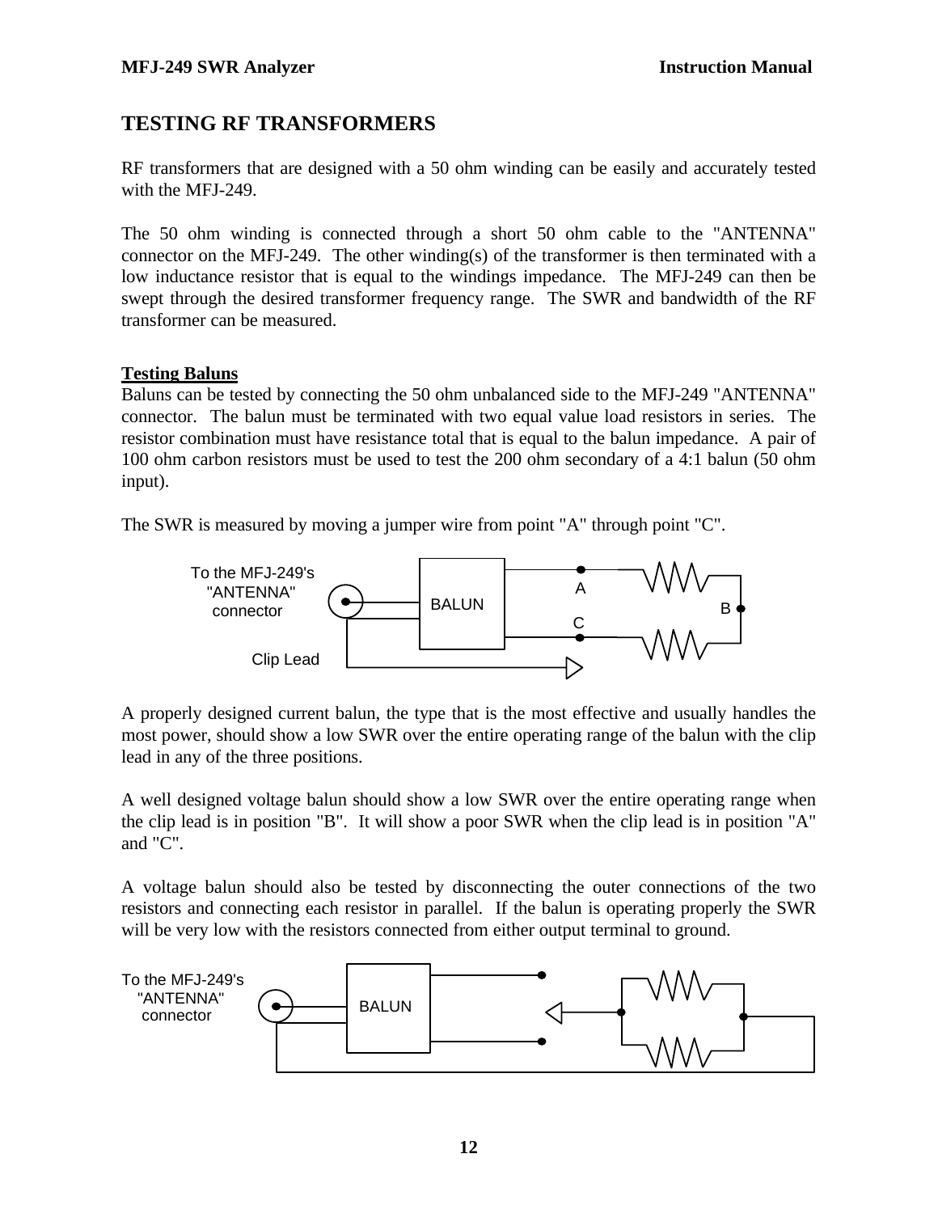## TESTING RF TRANSFORMERS

RF transformers that are designed with a 50 ohm winding can be easily and accurately tested with the MFJ-249.

The 50 ohm winding is connected through a short 50 ohm cable to the "ANTENNA" connector on the MFJ-249. The other winding(s) of the transformer is then terminated with a low inductance resistor that is equal to the windings impedance. The MFJ-249 can then be swept through the desired transformer frequency range. The SWR and bandwidth of the RF transformer can be measured.

### Testing Baluns

Baluns can be tested by connecting the 50 ohm unbalanced side to the MFJ-249 "ANTENNA" connector. The balun must be terminated with two equal value load resistors in series. The resistor combination must have resistance total that is equal to the balun impedance. A pair of 100 ohm carbon resistors must be used to test the 200 ohm secondary of a 4:1 balun (50 ohm input).

The SWR is measured by moving a jumper wire from point "A" through point "C".

To the MFJ-249's "ANTENNA" connector

BALUN

A

B

C

Clip Lead

A properly designed current balun, the type that is the most effective and usually handles the most power, should show a low SWR over the entire operating range of the balun with the clip lead in any of the three positions.

A well designed voltage balun should show a low SWR over the entire operating range when the clip lead is in position "B". It will show a poor SWR when the clip lead is in position "A" and "C".

A voltage balun should also be tested by disconnecting the outer connections of the two resistors and connecting each resistor in parallel. If the balun is operating properly the SWR will be very low with the resistors connected from either output terminal to ground.

To the MFJ-249's "ANTENNA" connector

BALUN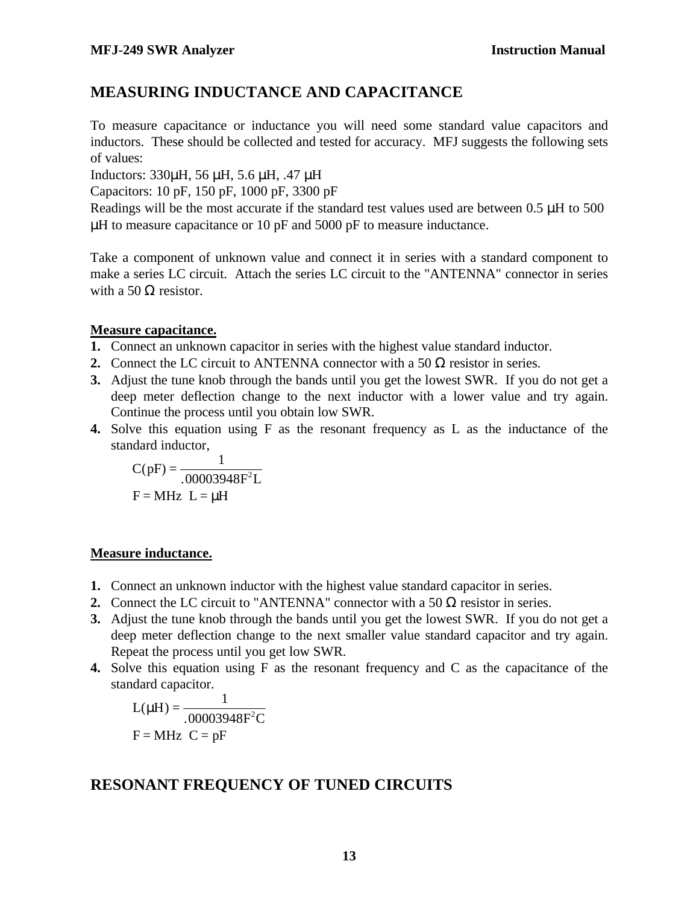## MEASURING INDUCTANCE AND CAPACITANCE

To measure capacitance or inductance you will need some standard value capacitors and inductors. These should be collected and tested for accuracy. MFJ suggests the following sets of values:

Inductors: 330µH, 56 µH, 5.6 µH, .47 µH

Capacitors: 10 pF, 150 pF, 1000 pF, 3300 pF

Readings will be the most accurate if the standard test values used are between 0.5 µH to 500 µH to measure capacitance or 10 pF and 5000 pF to measure inductance.

Take a component of unknown value and connect it in series with a standard component to make a series LC circuit. Attach the series LC circuit to the "ANTENNA" connector in series with a 50 Ω resistor.

**Measure capacitance.**

1. Connect an unknown capacitor in series with the highest value standard inductor.
2. Connect the LC circuit to ANTENNA connector with a 50 Ω resistor in series.
3. Adjust the tune knob through the bands until you get the lowest SWR. If you do not get a deep meter deflection change to the next inductor with a lower value and try again. Continue the process until you obtain low SWR.
4. Solve this equation using F as the resonant frequency as L as the inductance of the standard inductor,

$$C(\text{pF}) = \frac{1}{.00003948F^2L}$$

$F = \text{MHz} \quad L = \mu\text{H}$

**Measure inductance.**

1. Connect an unknown inductor with the highest value standard capacitor in series.
2. Connect the LC circuit to "ANTENNA" connector with a 50 Ω resistor in series.
3. Adjust the tune knob through the bands until you get the lowest SWR. If you do not get a deep meter deflection change to the next smaller value standard capacitor and try again. Repeat the process until you get low SWR.
4. Solve this equation using F as the resonant frequency and C as the capacitance of the standard capacitor.

$$L(\mu\text{H}) = \frac{1}{.00003948F^2C}$$

$F = \text{MHz} \quad C = \text{pF}$

## RESONANT FREQUENCY OF TUNED CIRCUITS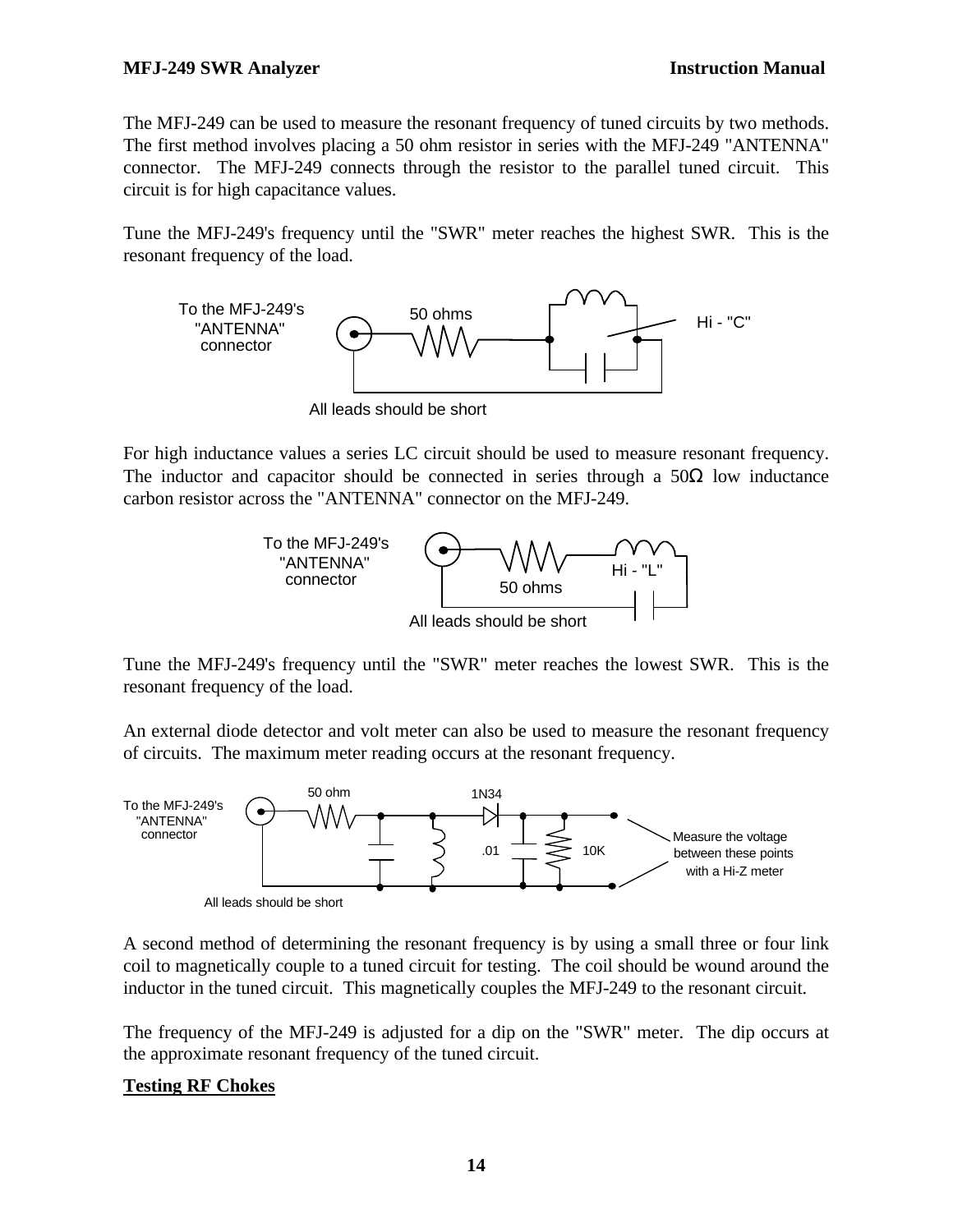The MFJ-249 can be used to measure the resonant frequency of tuned circuits by two methods. The first method involves placing a 50 ohm resistor in series with the MFJ-249 "ANTENNA" connector. The MFJ-249 connects through the resistor to the parallel tuned circuit. This circuit is for high capacitance values.

Tune the MFJ-249's frequency until the "SWR" meter reaches the highest SWR. This is the resonant frequency of the load.

To the MFJ-249's "ANTENNA" connector — 50 ohms — Hi - "C"

All leads should be short

For high inductance values a series LC circuit should be used to measure resonant frequency. The inductor and capacitor should be connected in series through a 50Ω low inductance carbon resistor across the "ANTENNA" connector on the MFJ-249.

To the MFJ-249's "ANTENNA" connector — 50 ohms — Hi - "L"

All leads should be short

Tune the MFJ-249's frequency until the "SWR" meter reaches the lowest SWR. This is the resonant frequency of the load.

An external diode detector and volt meter can also be used to measure the resonant frequency of circuits. The maximum meter reading occurs at the resonant frequency.

To the MFJ-249's "ANTENNA" connector — 50 ohm — 1N34 — .01 — 10K — Measure the voltage between these points with a Hi-Z meter

All leads should be short

A second method of determining the resonant frequency is by using a small three or four link coil to magnetically couple to a tuned circuit for testing. The coil should be wound around the inductor in the tuned circuit. This magnetically couples the MFJ-249 to the resonant circuit.

The frequency of the MFJ-249 is adjusted for a dip on the "SWR" meter. The dip occurs at the approximate resonant frequency of the tuned circuit.

**Testing RF Chokes**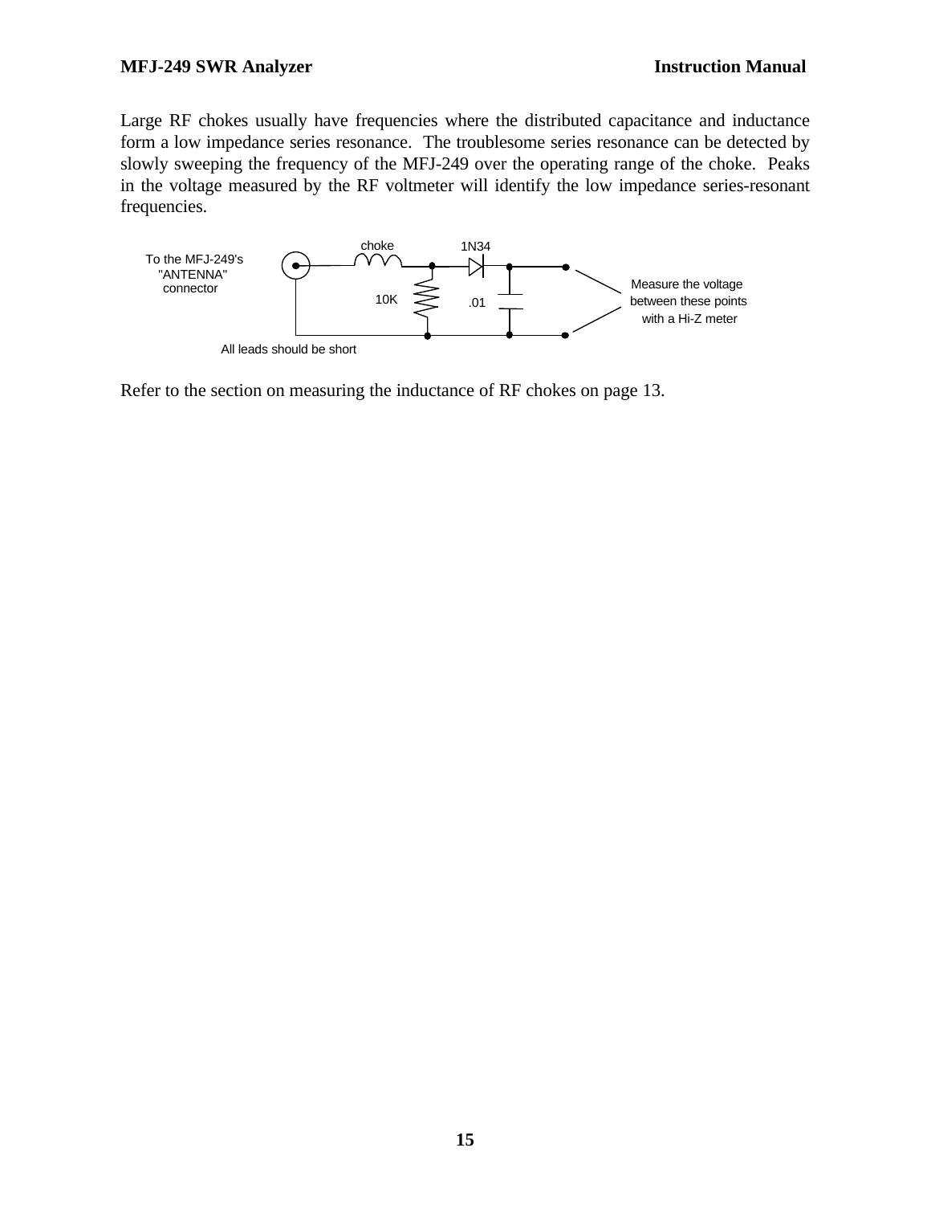Large RF chokes usually have frequencies where the distributed capacitance and inductance form a low impedance series resonance. The troublesome series resonance can be detected by slowly sweeping the frequency of the MFJ-249 over the operating range of the choke. Peaks in the voltage measured by the RF voltmeter will identify the low impedance series-resonant frequencies.

To the MFJ-249's "ANTENNA" connector

choke

1N34

10K

.01

Measure the voltage between these points with a Hi-Z meter

All leads should be short

Refer to the section on measuring the inductance of RF chokes on page 13.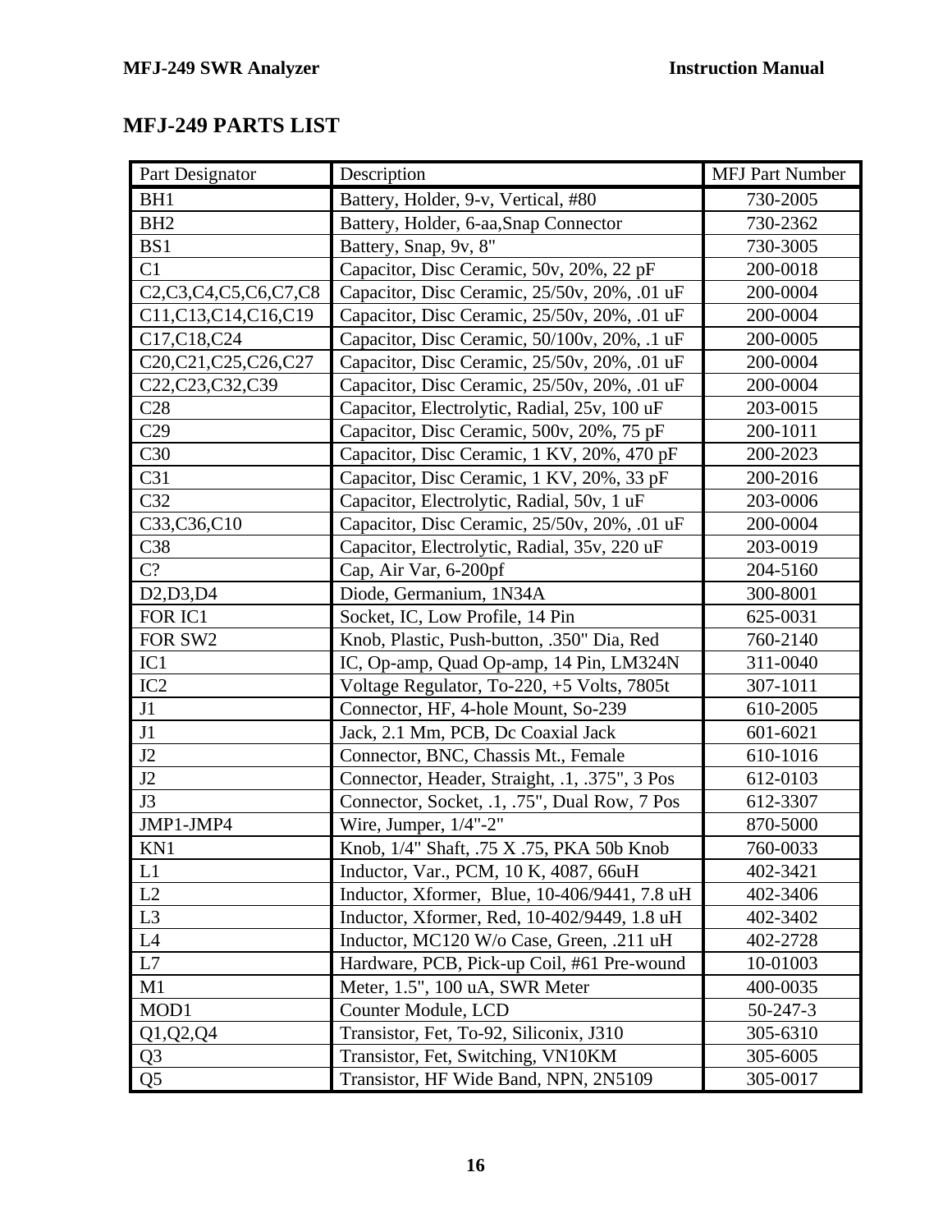## MFJ-249 PARTS LIST

| Part Designator | Description | MFJ Part Number |
|---|---|---|
| BH1 | Battery, Holder, 9-v, Vertical, #80 | 730-2005 |
| BH2 | Battery, Holder, 6-aa,Snap Connector | 730-2362 |
| BS1 | Battery, Snap, 9v, 8" | 730-3005 |
| C1 | Capacitor, Disc Ceramic, 50v, 20%, 22 pF | 200-0018 |
| C2,C3,C4,C5,C6,C7,C8 | Capacitor, Disc Ceramic, 25/50v, 20%, .01 uF | 200-0004 |
| C11,C13,C14,C16,C19 | Capacitor, Disc Ceramic, 25/50v, 20%, .01 uF | 200-0004 |
| C17,C18,C24 | Capacitor, Disc Ceramic, 50/100v, 20%, .1 uF | 200-0005 |
| C20,C21,C25,C26,C27 | Capacitor, Disc Ceramic, 25/50v, 20%, .01 uF | 200-0004 |
| C22,C23,C32,C39 | Capacitor, Disc Ceramic, 25/50v, 20%, .01 uF | 200-0004 |
| C28 | Capacitor, Electrolytic, Radial, 25v, 100 uF | 203-0015 |
| C29 | Capacitor, Disc Ceramic, 500v, 20%, 75 pF | 200-1011 |
| C30 | Capacitor, Disc Ceramic, 1 KV, 20%, 470 pF | 200-2023 |
| C31 | Capacitor, Disc Ceramic, 1 KV, 20%, 33 pF | 200-2016 |
| C32 | Capacitor, Electrolytic, Radial, 50v, 1 uF | 203-0006 |
| C33,C36,C10 | Capacitor, Disc Ceramic, 25/50v, 20%, .01 uF | 200-0004 |
| C38 | Capacitor, Electrolytic, Radial, 35v, 220 uF | 203-0019 |
| C? | Cap, Air Var, 6-200pf | 204-5160 |
| D2,D3,D4 | Diode, Germanium, 1N34A | 300-8001 |
| FOR IC1 | Socket, IC, Low Profile, 14 Pin | 625-0031 |
| FOR SW2 | Knob, Plastic, Push-button, .350" Dia, Red | 760-2140 |
| IC1 | IC, Op-amp, Quad Op-amp, 14 Pin, LM324N | 311-0040 |
| IC2 | Voltage Regulator, To-220, +5 Volts, 7805t | 307-1011 |
| J1 | Connector, HF, 4-hole Mount, So-239 | 610-2005 |
| J1 | Jack, 2.1 Mm, PCB, Dc Coaxial Jack | 601-6021 |
| J2 | Connector, BNC, Chassis Mt., Female | 610-1016 |
| J2 | Connector, Header, Straight, .1, .375", 3 Pos | 612-0103 |
| J3 | Connector, Socket, .1, .75", Dual Row, 7 Pos | 612-3307 |
| JMP1-JMP4 | Wire, Jumper, 1/4"-2" | 870-5000 |
| KN1 | Knob, 1/4" Shaft, .75 X .75, PKA 50b Knob | 760-0033 |
| L1 | Inductor, Var., PCM, 10 K, 4087, 66uH | 402-3421 |
| L2 | Inductor, Xformer, Blue, 10-406/9441, 7.8 uH | 402-3406 |
| L3 | Inductor, Xformer, Red, 10-402/9449, 1.8 uH | 402-3402 |
| L4 | Inductor, MC120 W/o Case, Green, .211 uH | 402-2728 |
| L7 | Hardware, PCB, Pick-up Coil, #61 Pre-wound | 10-01003 |
| M1 | Meter, 1.5", 100 uA, SWR Meter | 400-0035 |
| MOD1 | Counter Module, LCD | 50-247-3 |
| Q1,Q2,Q4 | Transistor, Fet, To-92, Siliconix, J310 | 305-6310 |
| Q3 | Transistor, Fet, Switching, VN10KM | 305-6005 |
| Q5 | Transistor, HF Wide Band, NPN, 2N5109 | 305-0017 |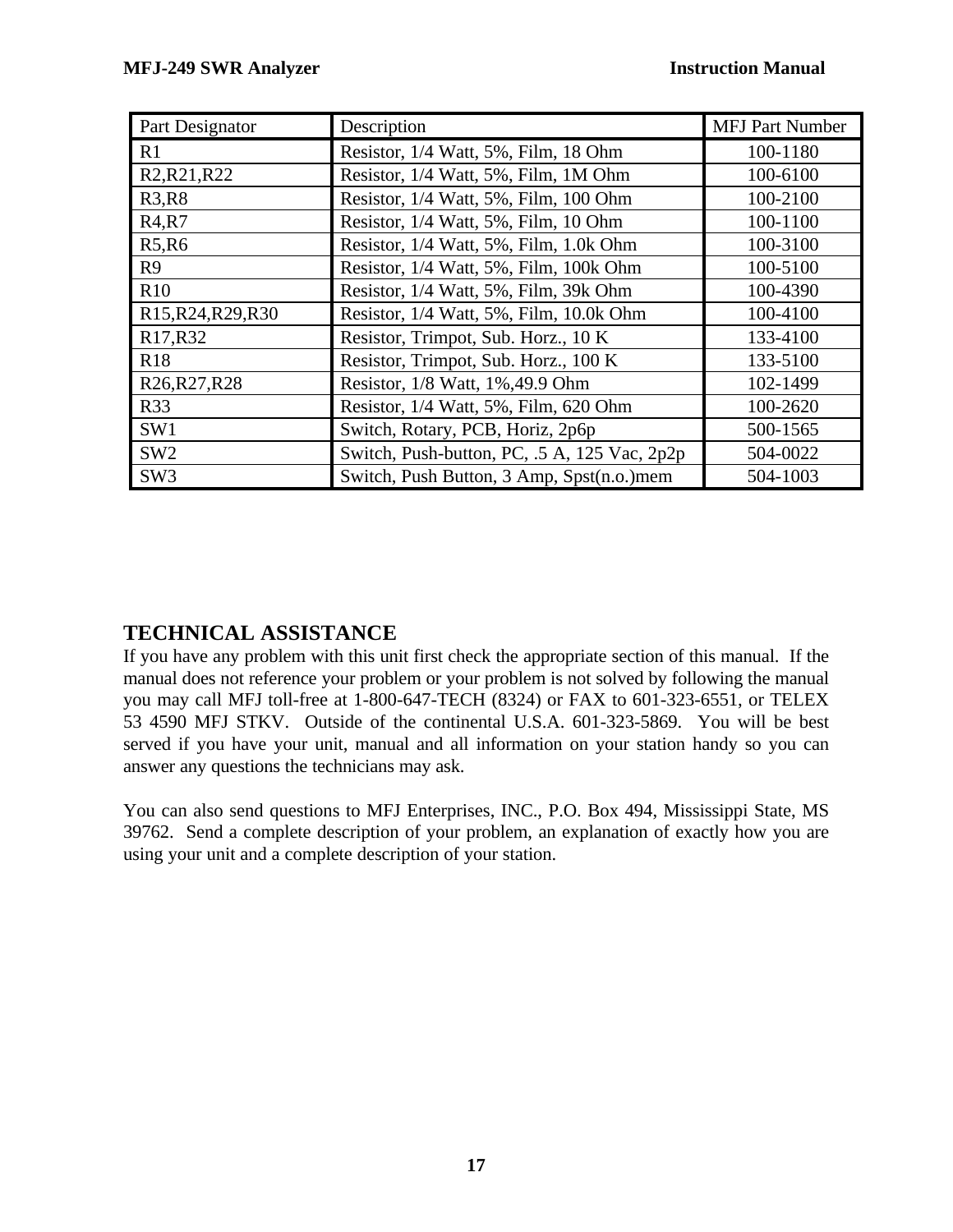| Part Designator | Description | MFJ Part Number |
|---|---|---|
| R1 | Resistor, 1/4 Watt, 5%, Film, 18 Ohm | 100-1180 |
| R2,R21,R22 | Resistor, 1/4 Watt, 5%, Film, 1M Ohm | 100-6100 |
| R3,R8 | Resistor, 1/4 Watt, 5%, Film, 100 Ohm | 100-2100 |
| R4,R7 | Resistor, 1/4 Watt, 5%, Film, 10 Ohm | 100-1100 |
| R5,R6 | Resistor, 1/4 Watt, 5%, Film, 1.0k Ohm | 100-3100 |
| R9 | Resistor, 1/4 Watt, 5%, Film, 100k Ohm | 100-5100 |
| R10 | Resistor, 1/4 Watt, 5%, Film, 39k Ohm | 100-4390 |
| R15,R24,R29,R30 | Resistor, 1/4 Watt, 5%, Film, 10.0k Ohm | 100-4100 |
| R17,R32 | Resistor, Trimpot, Sub. Horz., 10 K | 133-4100 |
| R18 | Resistor, Trimpot, Sub. Horz., 100 K | 133-5100 |
| R26,R27,R28 | Resistor, 1/8 Watt, 1%,49.9 Ohm | 102-1499 |
| R33 | Resistor, 1/4 Watt, 5%, Film, 620 Ohm | 100-2620 |
| SW1 | Switch, Rotary, PCB, Horiz, 2p6p | 500-1565 |
| SW2 | Switch, Push-button, PC, .5 A, 125 Vac, 2p2p | 504-0022 |
| SW3 | Switch, Push Button, 3 Amp, Spst(n.o.)mem | 504-1003 |

## TECHNICAL ASSISTANCE

If you have any problem with this unit first check the appropriate section of this manual. If the manual does not reference your problem or your problem is not solved by following the manual you may call MFJ toll-free at 1-800-647-TECH (8324) or FAX to 601-323-6551, or TELEX 53 4590 MFJ STKV. Outside of the continental U.S.A. 601-323-5869. You will be best served if you have your unit, manual and all information on your station handy so you can answer any questions the technicians may ask.

You can also send questions to MFJ Enterprises, INC., P.O. Box 494, Mississippi State, MS 39762. Send a complete description of your problem, an explanation of exactly how you are using your unit and a complete description of your station.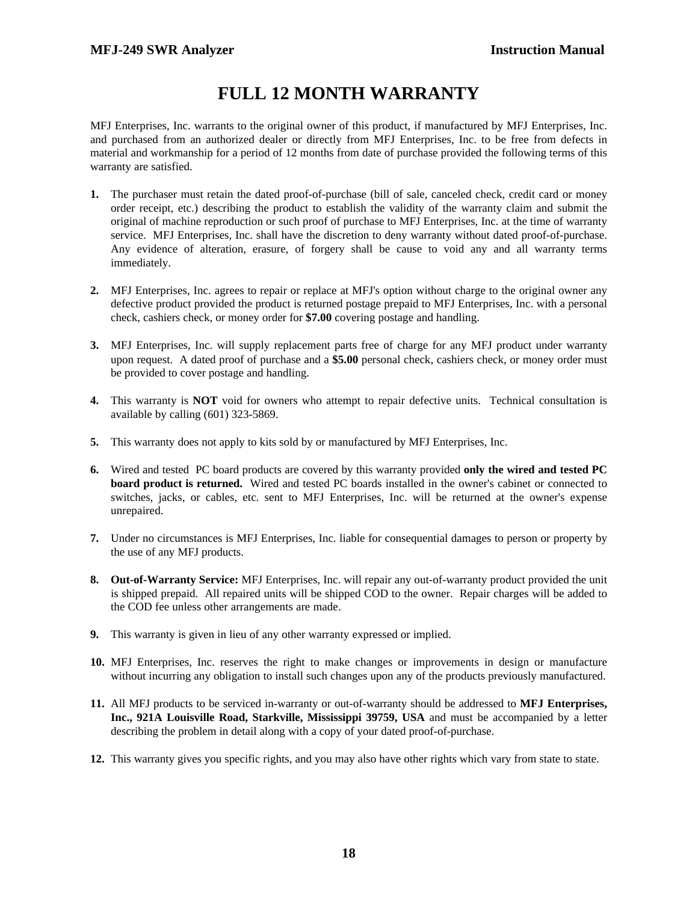# FULL 12 MONTH WARRANTY

MFJ Enterprises, Inc. warrants to the original owner of this product, if manufactured by MFJ Enterprises, Inc. and purchased from an authorized dealer or directly from MFJ Enterprises, Inc. to be free from defects in material and workmanship for a period of 12 months from date of purchase provided the following terms of this warranty are satisfied.

**1.** The purchaser must retain the dated proof-of-purchase (bill of sale, canceled check, credit card or money order receipt, etc.) describing the product to establish the validity of the warranty claim and submit the original of machine reproduction or such proof of purchase to MFJ Enterprises, Inc. at the time of warranty service. MFJ Enterprises, Inc. shall have the discretion to deny warranty without dated proof-of-purchase. Any evidence of alteration, erasure, of forgery shall be cause to void any and all warranty terms immediately.

**2.** MFJ Enterprises, Inc. agrees to repair or replace at MFJ's option without charge to the original owner any defective product provided the product is returned postage prepaid to MFJ Enterprises, Inc. with a personal check, cashiers check, or money order for **$7.00** covering postage and handling.

**3.** MFJ Enterprises, Inc. will supply replacement parts free of charge for any MFJ product under warranty upon request. A dated proof of purchase and a **$5.00** personal check, cashiers check, or money order must be provided to cover postage and handling.

**4.** This warranty is **NOT** void for owners who attempt to repair defective units. Technical consultation is available by calling (601) 323-5869.

**5.** This warranty does not apply to kits sold by or manufactured by MFJ Enterprises, Inc.

**6.** Wired and tested PC board products are covered by this warranty provided **only the wired and tested PC board product is returned.** Wired and tested PC boards installed in the owner's cabinet or connected to switches, jacks, or cables, etc. sent to MFJ Enterprises, Inc. will be returned at the owner's expense unrepaired.

**7.** Under no circumstances is MFJ Enterprises, Inc. liable for consequential damages to person or property by the use of any MFJ products.

**8.** **Out-of-Warranty Service:** MFJ Enterprises, Inc. will repair any out-of-warranty product provided the unit is shipped prepaid. All repaired units will be shipped COD to the owner. Repair charges will be added to the COD fee unless other arrangements are made.

**9.** This warranty is given in lieu of any other warranty expressed or implied.

**10.** MFJ Enterprises, Inc. reserves the right to make changes or improvements in design or manufacture without incurring any obligation to install such changes upon any of the products previously manufactured.

**11.** All MFJ products to be serviced in-warranty or out-of-warranty should be addressed to **MFJ Enterprises, Inc., 921A Louisville Road, Starkville, Mississippi 39759, USA** and must be accompanied by a letter describing the problem in detail along with a copy of your dated proof-of-purchase.

**12.** This warranty gives you specific rights, and you may also have other rights which vary from state to state.